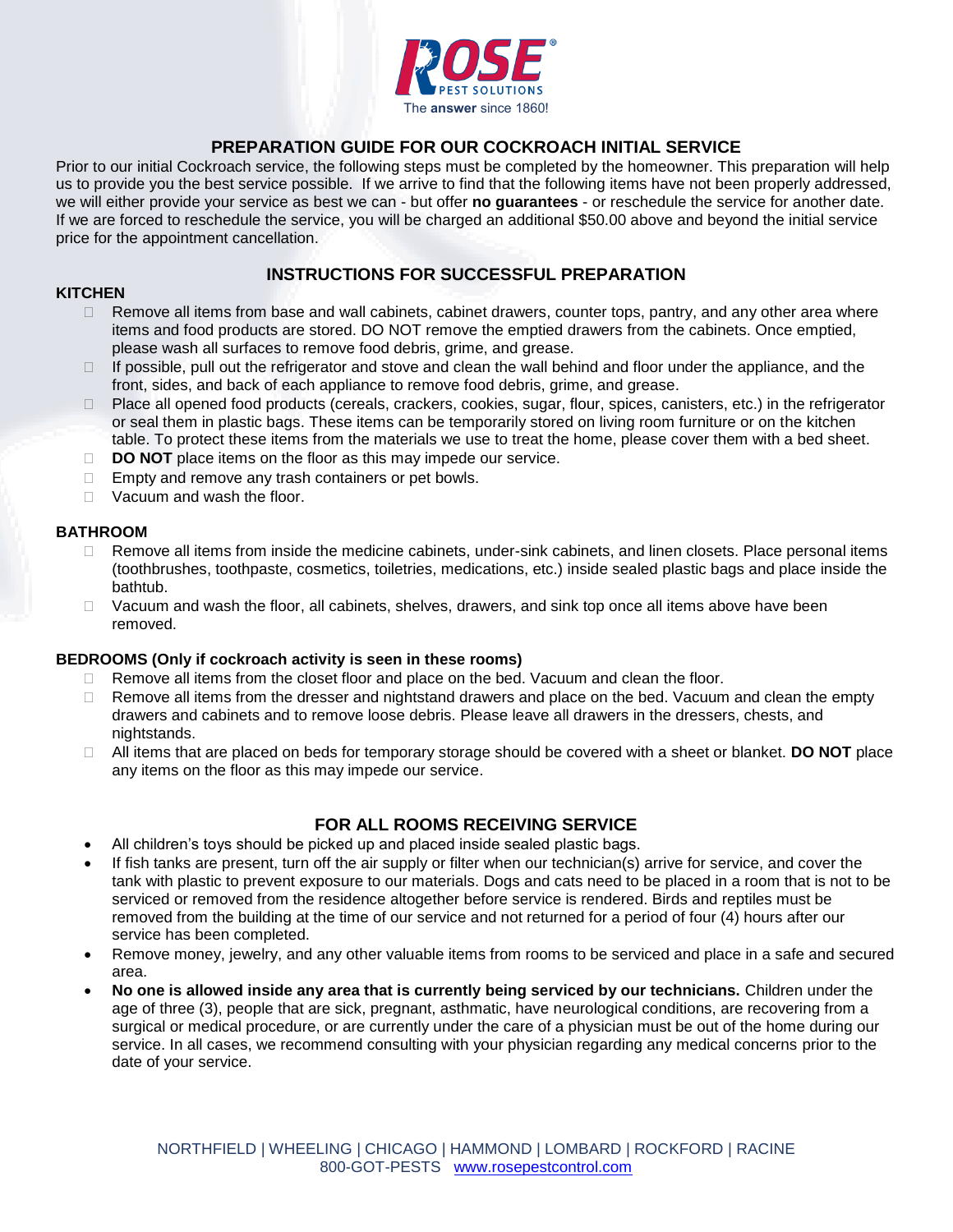ROSE® PEST SOLUTIONS

The **answer** since 1860!

# PREPARATION GUIDE FOR OUR COCKROACH INITIAL SERVICE

Prior to our initial Cockroach service, the following steps must be completed by the homeowner. This preparation will help us to provide you the best service possible. If we arrive to find that the following items have not been properly addressed, we will either provide your service as best we can - but offer **no guarantees** - or reschedule the service for another date. If we are forced to reschedule the service, you will be charged an additional $50.00 above and beyond the initial service price for the appointment cancellation.

## INSTRUCTIONS FOR SUCCESSFUL PREPARATION

### KITCHEN

- Remove all items from base and wall cabinets, cabinet drawers, counter tops, pantry, and any other area where items and food products are stored. DO NOT remove the emptied drawers from the cabinets. Once emptied, please wash all surfaces to remove food debris, grime, and grease.
- If possible, pull out the refrigerator and stove and clean the wall behind and floor under the appliance, and the front, sides, and back of each appliance to remove food debris, grime, and grease.
- Place all opened food products (cereals, crackers, cookies, sugar, flour, spices, canisters, etc.) in the refrigerator or seal them in plastic bags. These items can be temporarily stored on living room furniture or on the kitchen table. To protect these items from the materials we use to treat the home, please cover them with a bed sheet.
- **DO NOT** place items on the floor as this may impede our service.
- Empty and remove any trash containers or pet bowls.
- Vacuum and wash the floor.

### BATHROOM

- Remove all items from inside the medicine cabinets, under-sink cabinets, and linen closets. Place personal items (toothbrushes, toothpaste, cosmetics, toiletries, medications, etc.) inside sealed plastic bags and place inside the bathtub.
- Vacuum and wash the floor, all cabinets, shelves, drawers, and sink top once all items above have been removed.

### BEDROOMS (Only if cockroach activity is seen in these rooms)

- Remove all items from the closet floor and place on the bed. Vacuum and clean the floor.
- Remove all items from the dresser and nightstand drawers and place on the bed. Vacuum and clean the empty drawers and cabinets and to remove loose debris. Please leave all drawers in the dressers, chests, and nightstands.
- All items that are placed on beds for temporary storage should be covered with a sheet or blanket. **DO NOT** place any items on the floor as this may impede our service.

## FOR ALL ROOMS RECEIVING SERVICE

- All children's toys should be picked up and placed inside sealed plastic bags.
- If fish tanks are present, turn off the air supply or filter when our technician(s) arrive for service, and cover the tank with plastic to prevent exposure to our materials. Dogs and cats need to be placed in a room that is not to be serviced or removed from the residence altogether before service is rendered. Birds and reptiles must be removed from the building at the time of our service and not returned for a period of four (4) hours after our service has been completed.
- Remove money, jewelry, and any other valuable items from rooms to be serviced and place in a safe and secured area.
- **No one is allowed inside any area that is currently being serviced by our technicians.** Children under the age of three (3), people that are sick, pregnant, asthmatic, have neurological conditions, are recovering from a surgical or medical procedure, or are currently under the care of a physician must be out of the home during our service. In all cases, we recommend consulting with your physician regarding any medical concerns prior to the date of your service.

NORTHFIELD | WHEELING | CHICAGO | HAMMOND | LOMBARD | ROCKFORD | RACINE
800-GOT-PESTS www.rosepestcontrol.com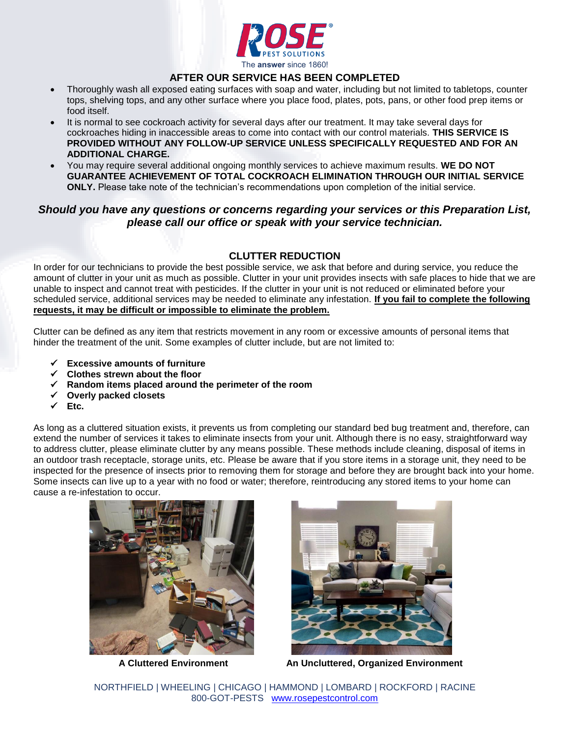## AFTER OUR SERVICE HAS BEEN COMPLETED

- Thoroughly wash all exposed eating surfaces with soap and water, including but not limited to tabletops, counter tops, shelving tops, and any other surface where you place food, plates, pots, pans, or other food prep items or food itself.
- It is normal to see cockroach activity for several days after our treatment. It may take several days for cockroaches hiding in inaccessible areas to come into contact with our control materials. **THIS SERVICE IS PROVIDED WITHOUT ANY FOLLOW-UP SERVICE UNLESS SPECIFICALLY REQUESTED AND FOR AN ADDITIONAL CHARGE.**
- You may require several additional ongoing monthly services to achieve maximum results. **WE DO NOT GUARANTEE ACHIEVEMENT OF TOTAL COCKROACH ELIMINATION THROUGH OUR INITIAL SERVICE ONLY.** Please take note of the technician's recommendations upon completion of the initial service.

***Should you have any questions or concerns regarding your services or this Preparation List, please call our office or speak with your service technician.***

## CLUTTER REDUCTION

In order for our technicians to provide the best possible service, we ask that before and during service, you reduce the amount of clutter in your unit as much as possible. Clutter in your unit provides insects with safe places to hide that we are unable to inspect and cannot treat with pesticides. If the clutter in your unit is not reduced or eliminated before your scheduled service, additional services may be needed to eliminate any infestation. **<u>If you fail to complete the following requests, it may be difficult or impossible to eliminate the problem.</u>**

Clutter can be defined as any item that restricts movement in any room or excessive amounts of personal items that hinder the treatment of the unit. Some examples of clutter include, but are not limited to:

- ✓ **Excessive amounts of furniture**
- ✓ **Clothes strewn about the floor**
- ✓ **Random items placed around the perimeter of the room**
- ✓ **Overly packed closets**
- ✓ **Etc.**

As long as a cluttered situation exists, it prevents us from completing our standard bed bug treatment and, therefore, can extend the number of services it takes to eliminate insects from your unit. Although there is no easy, straightforward way to address clutter, please eliminate clutter by any means possible. These methods include cleaning, disposal of items in an outdoor trash receptacle, storage units, etc. Please be aware that if you store items in a storage unit, they need to be inspected for the presence of insects prior to removing them for storage and before they are brought back into your home. Some insects can live up to a year with no food or water; therefore, reintroducing any stored items to your home can cause a re-infestation to occur.

**A Cluttered Environment**

**An Uncluttered, Organized Environment**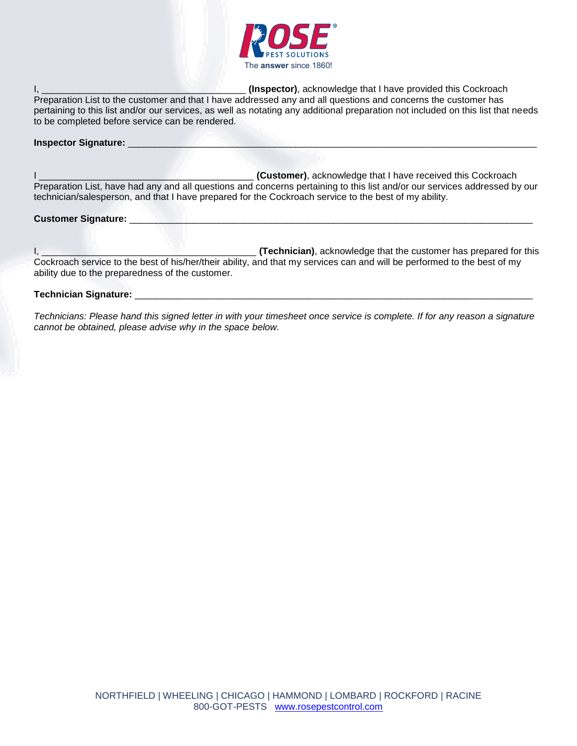ROSE PEST SOLUTIONS
The **answer** since 1860!

I, ________________________________________ **(Inspector)**, acknowledge that I have provided this Cockroach Preparation List to the customer and that I have addressed any and all questions and concerns the customer has pertaining to this list and/or our services, as well as notating any additional preparation not included on this list that needs to be completed before service can be rendered.

**Inspector Signature:** ________________________________________________________________________________

I ________________________________________ **(Customer)**, acknowledge that I have received this Cockroach Preparation List, have had any and all questions and concerns pertaining to this list and/or our services addressed by our technician/salesperson, and that I have prepared for the Cockroach service to the best of my ability.

**Customer Signature:** ________________________________________________________________________________

I, ________________________________________ **(Technician)**, acknowledge that the customer has prepared for this Cockroach service to the best of his/her/their ability, and that my services can and will be performed to the best of my ability due to the preparedness of the customer.

**Technician Signature:** ______________________________________________________________________________

*Technicians: Please hand this signed letter in with your timesheet once service is complete. If for any reason a signature cannot be obtained, please advise why in the space below.*

NORTHFIELD | WHEELING | CHICAGO | HAMMOND | LOMBARD | ROCKFORD | RACINE
800-GOT-PESTS www.rosepestcontrol.com